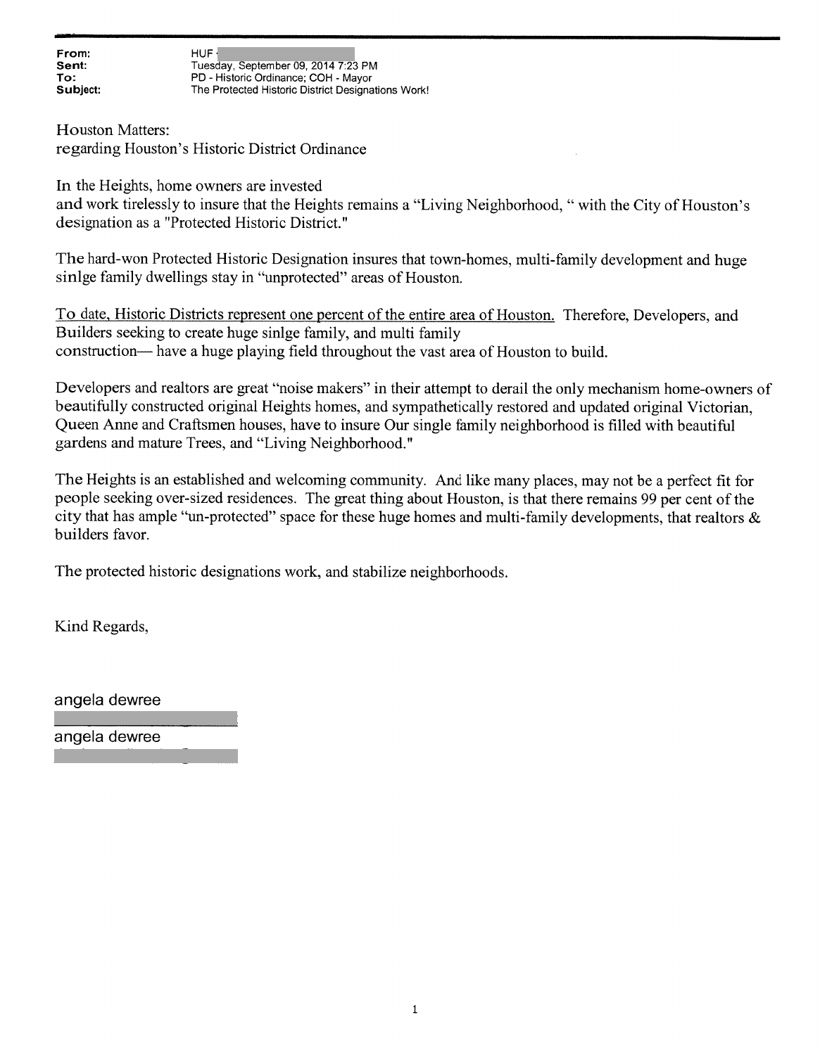**From:** HUF
**Sent:** Tuesday, September 09, 2014 7:23 PM
**To:** PD - Historic Ordinance; COH - Mayor
**Subject:** The Protected Historic District Designations Work!

Houston Matters:
regarding Houston's Historic District Ordinance

In the Heights, home owners are invested
and work tirelessly to insure that the Heights remains a "Living Neighborhood, " with the City of Houston's designation as a "Protected Historic District."

The hard-won Protected Historic Designation insures that town-homes, multi-family development and huge sinlge family dwellings stay in "unprotected" areas of Houston.

<u>To date, Historic Districts represent one percent of the entire area of Houston.</u> Therefore, Developers, and Builders seeking to create huge sinlge family, and multi family
construction— have a huge playing field throughout the vast area of Houston to build.

Developers and realtors are great "noise makers" in their attempt to derail the only mechanism home-owners of beautifully constructed original Heights homes, and sympathetically restored and updated original Victorian, Queen Anne and Craftsmen houses, have to insure Our single family neighborhood is filled with beautiful gardens and mature Trees, and "Living Neighborhood."

The Heights is an established and welcoming community. And like many places, may not be a perfect fit for people seeking over-sized residences. The great thing about Houston, is that there remains 99 per cent of the city that has ample "un-protected" space for these huge homes and multi-family developments, that realtors & builders favor.

The protected historic designations work, and stabilize neighborhoods.

Kind Regards,

angela dewree

angela dewree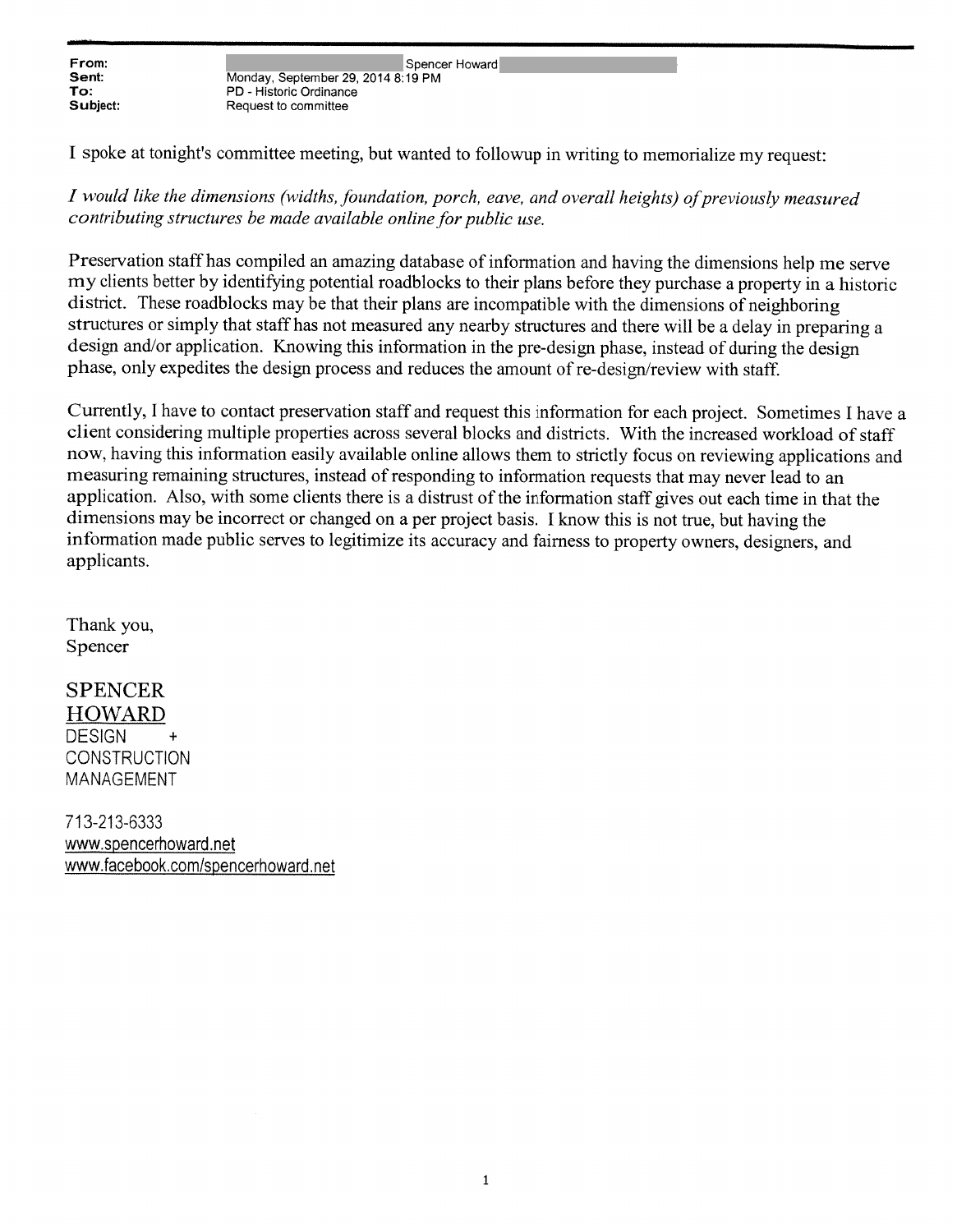**From:** Spencer Howard
**Sent:** Monday, September 29, 2014 8:19 PM
**To:** PD - Historic Ordinance
**Subject:** Request to committee

I spoke at tonight's committee meeting, but wanted to followup in writing to memorialize my request:

*I would like the dimensions (widths, foundation, porch, eave, and overall heights) of previously measured contributing structures be made available online for public use.*

Preservation staff has compiled an amazing database of information and having the dimensions help me serve my clients better by identifying potential roadblocks to their plans before they purchase a property in a historic district. These roadblocks may be that their plans are incompatible with the dimensions of neighboring structures or simply that staff has not measured any nearby structures and there will be a delay in preparing a design and/or application. Knowing this information in the pre-design phase, instead of during the design phase, only expedites the design process and reduces the amount of re-design/review with staff.

Currently, I have to contact preservation staff and request this information for each project. Sometimes I have a client considering multiple properties across several blocks and districts. With the increased workload of staff now, having this information easily available online allows them to strictly focus on reviewing applications and measuring remaining structures, instead of responding to information requests that may never lead to an application. Also, with some clients there is a distrust of the information staff gives out each time in that the dimensions may be incorrect or changed on a per project basis. I know this is not true, but having the information made public serves to legitimize its accuracy and fairness to property owners, designers, and applicants.

Thank you,
Spencer

SPENCER
HOWARD
DESIGN +
CONSTRUCTION
MANAGEMENT

713-213-6333
www.spencerhoward.net
www.facebook.com/spencerhoward.net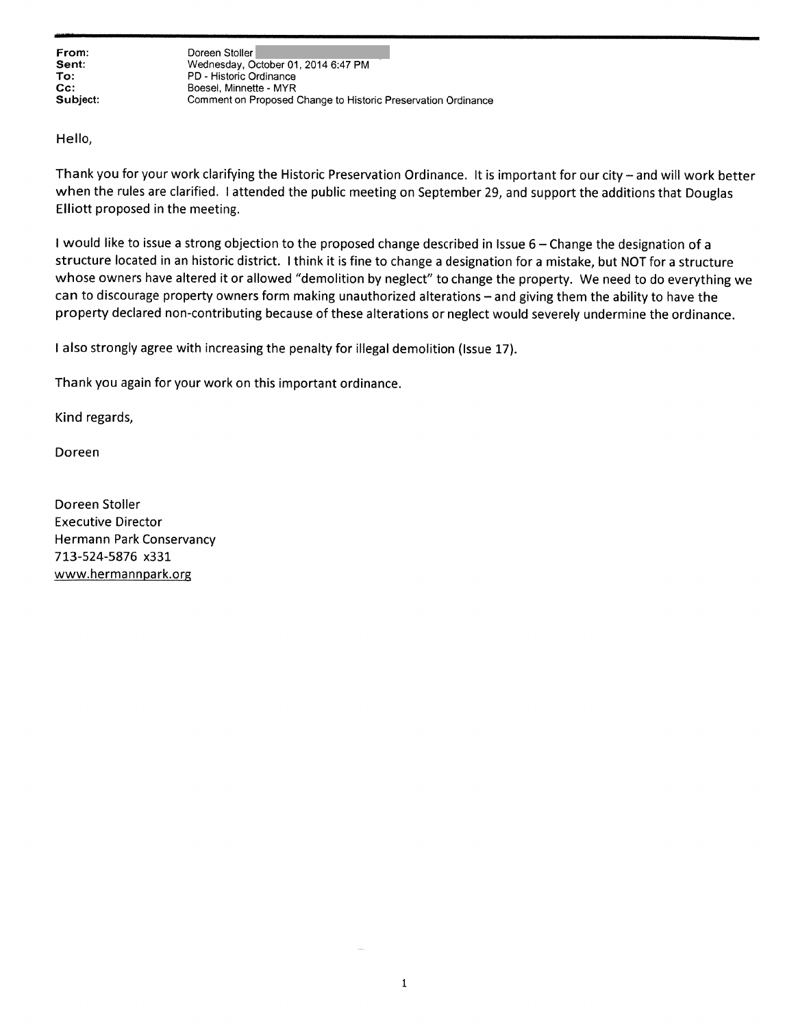**From:** Doreen Stoller
**Sent:** Wednesday, October 01, 2014 6:47 PM
**To:** PD - Historic Ordinance
**Cc:** Boesel, Minnette - MYR
**Subject:** Comment on Proposed Change to Historic Preservation Ordinance

Hello,

Thank you for your work clarifying the Historic Preservation Ordinance. It is important for our city – and will work better when the rules are clarified. I attended the public meeting on September 29, and support the additions that Douglas Elliott proposed in the meeting.

I would like to issue a strong objection to the proposed change described in Issue 6 – Change the designation of a structure located in an historic district. I think it is fine to change a designation for a mistake, but NOT for a structure whose owners have altered it or allowed "demolition by neglect" to change the property. We need to do everything we can to discourage property owners form making unauthorized alterations – and giving them the ability to have the property declared non-contributing because of these alterations or neglect would severely undermine the ordinance.

I also strongly agree with increasing the penalty for illegal demolition (Issue 17).

Thank you again for your work on this important ordinance.

Kind regards,

Doreen

Doreen Stoller
Executive Director
Hermann Park Conservancy
713-524-5876 x331
www.hermannpark.org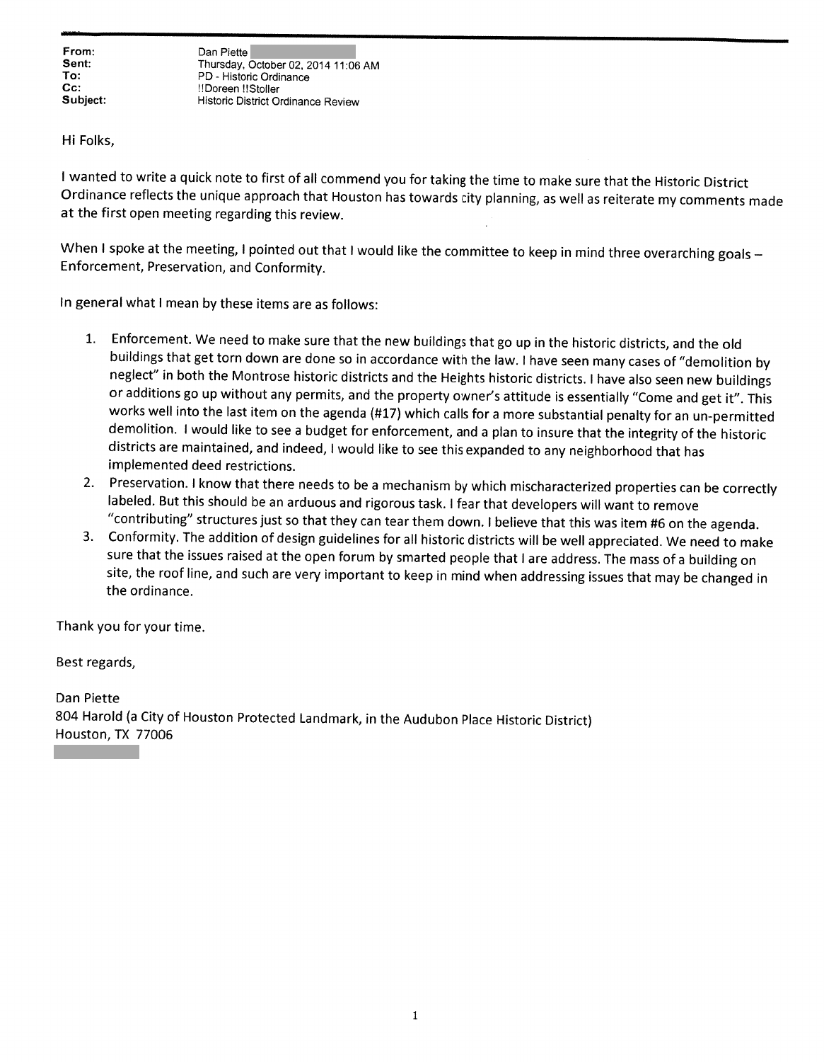**From:** Dan Piette
**Sent:** Thursday, October 02, 2014 11:06 AM
**To:** PD - Historic Ordinance
**Cc:** !!Doreen !!Stoller
**Subject:** Historic District Ordinance Review

Hi Folks,

I wanted to write a quick note to first of all commend you for taking the time to make sure that the Historic District Ordinance reflects the unique approach that Houston has towards city planning, as well as reiterate my comments made at the first open meeting regarding this review.

When I spoke at the meeting, I pointed out that I would like the committee to keep in mind three overarching goals – Enforcement, Preservation, and Conformity.

In general what I mean by these items are as follows:

1. Enforcement. We need to make sure that the new buildings that go up in the historic districts, and the old buildings that get torn down are done so in accordance with the law. I have seen many cases of "demolition by neglect" in both the Montrose historic districts and the Heights historic districts. I have also seen new buildings or additions go up without any permits, and the property owner's attitude is essentially "Come and get it". This works well into the last item on the agenda (#17) which calls for a more substantial penalty for an un-permitted demolition. I would like to see a budget for enforcement, and a plan to insure that the integrity of the historic districts are maintained, and indeed, I would like to see this expanded to any neighborhood that has implemented deed restrictions.
2. Preservation. I know that there needs to be a mechanism by which mischaracterized properties can be correctly labeled. But this should be an arduous and rigorous task. I fear that developers will want to remove "contributing" structures just so that they can tear them down. I believe that this was item #6 on the agenda.
3. Conformity. The addition of design guidelines for all historic districts will be well appreciated. We need to make sure that the issues raised at the open forum by smarted people that I are address. The mass of a building on site, the roof line, and such are very important to keep in mind when addressing issues that may be changed in the ordinance.

Thank you for your time.

Best regards,

Dan Piette
804 Harold (a City of Houston Protected Landmark, in the Audubon Place Historic District)
Houston, TX 77006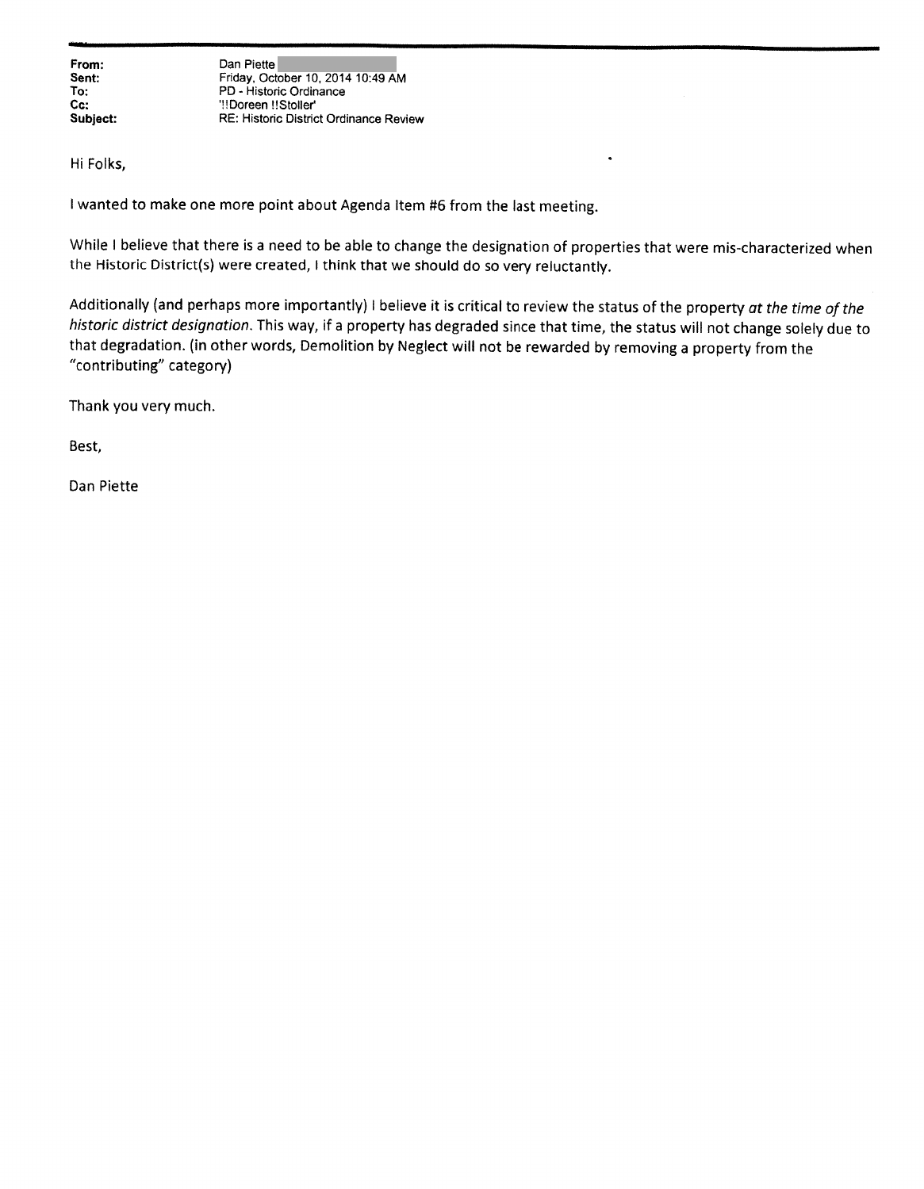**From:** Dan Piette
**Sent:** Friday, October 10, 2014 10:49 AM
**To:** PD - Historic Ordinance
**Cc:** '!!Doreen !!Stoller'
**Subject:** RE: Historic District Ordinance Review

Hi Folks,

I wanted to make one more point about Agenda Item #6 from the last meeting.

While I believe that there is a need to be able to change the designation of properties that were mis-characterized when the Historic District(s) were created, I think that we should do so very reluctantly.

Additionally (and perhaps more importantly) I believe it is critical to review the status of the property *at the time of the historic district designation*. This way, if a property has degraded since that time, the status will not change solely due to that degradation. (in other words, Demolition by Neglect will not be rewarded by removing a property from the "contributing" category)

Thank you very much.

Best,

Dan Piette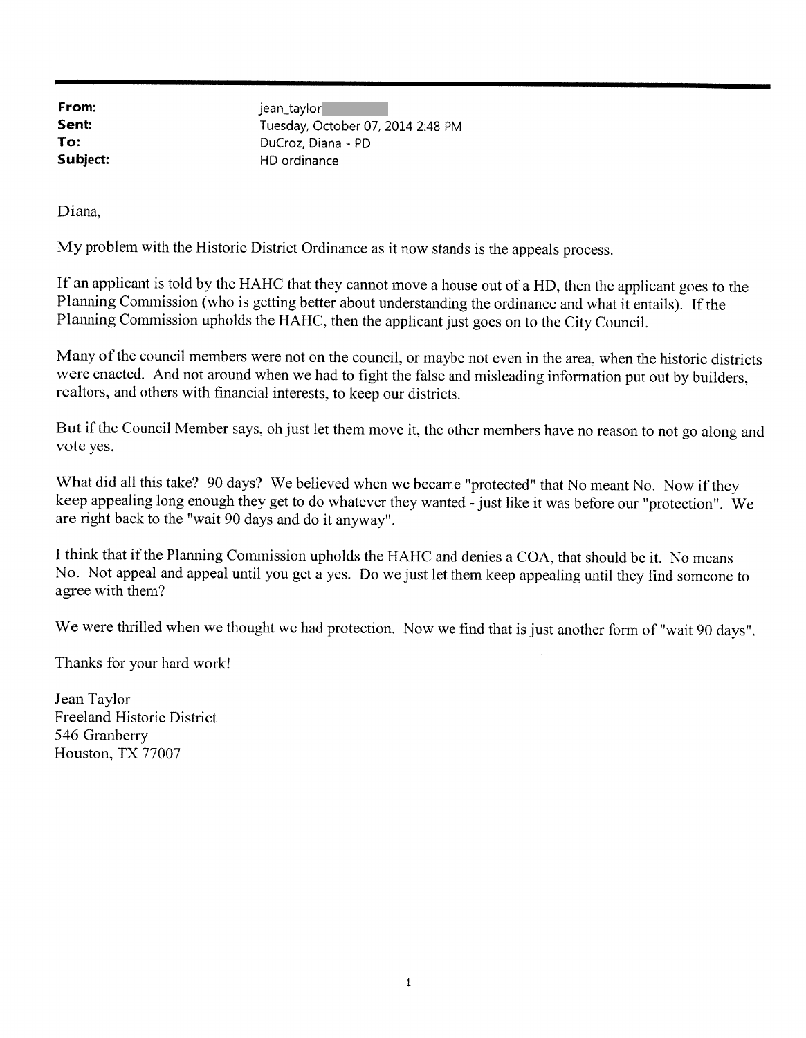**From:** jean_taylor
**Sent:** Tuesday, October 07, 2014 2:48 PM
**To:** DuCroz, Diana - PD
**Subject:** HD ordinance

Diana,

My problem with the Historic District Ordinance as it now stands is the appeals process.

If an applicant is told by the HAHC that they cannot move a house out of a HD, then the applicant goes to the Planning Commission (who is getting better about understanding the ordinance and what it entails). If the Planning Commission upholds the HAHC, then the applicant just goes on to the City Council.

Many of the council members were not on the council, or maybe not even in the area, when the historic districts were enacted. And not around when we had to fight the false and misleading information put out by builders, realtors, and others with financial interests, to keep our districts.

But if the Council Member says, oh just let them move it, the other members have no reason to not go along and vote yes.

What did all this take? 90 days? We believed when we became "protected" that No meant No. Now if they keep appealing long enough they get to do whatever they wanted - just like it was before our "protection". We are right back to the "wait 90 days and do it anyway".

I think that if the Planning Commission upholds the HAHC and denies a COA, that should be it. No means No. Not appeal and appeal until you get a yes. Do we just let them keep appealing until they find someone to agree with them?

We were thrilled when we thought we had protection. Now we find that is just another form of "wait 90 days".

Thanks for your hard work!

Jean Taylor
Freeland Historic District
546 Granberry
Houston, TX 77007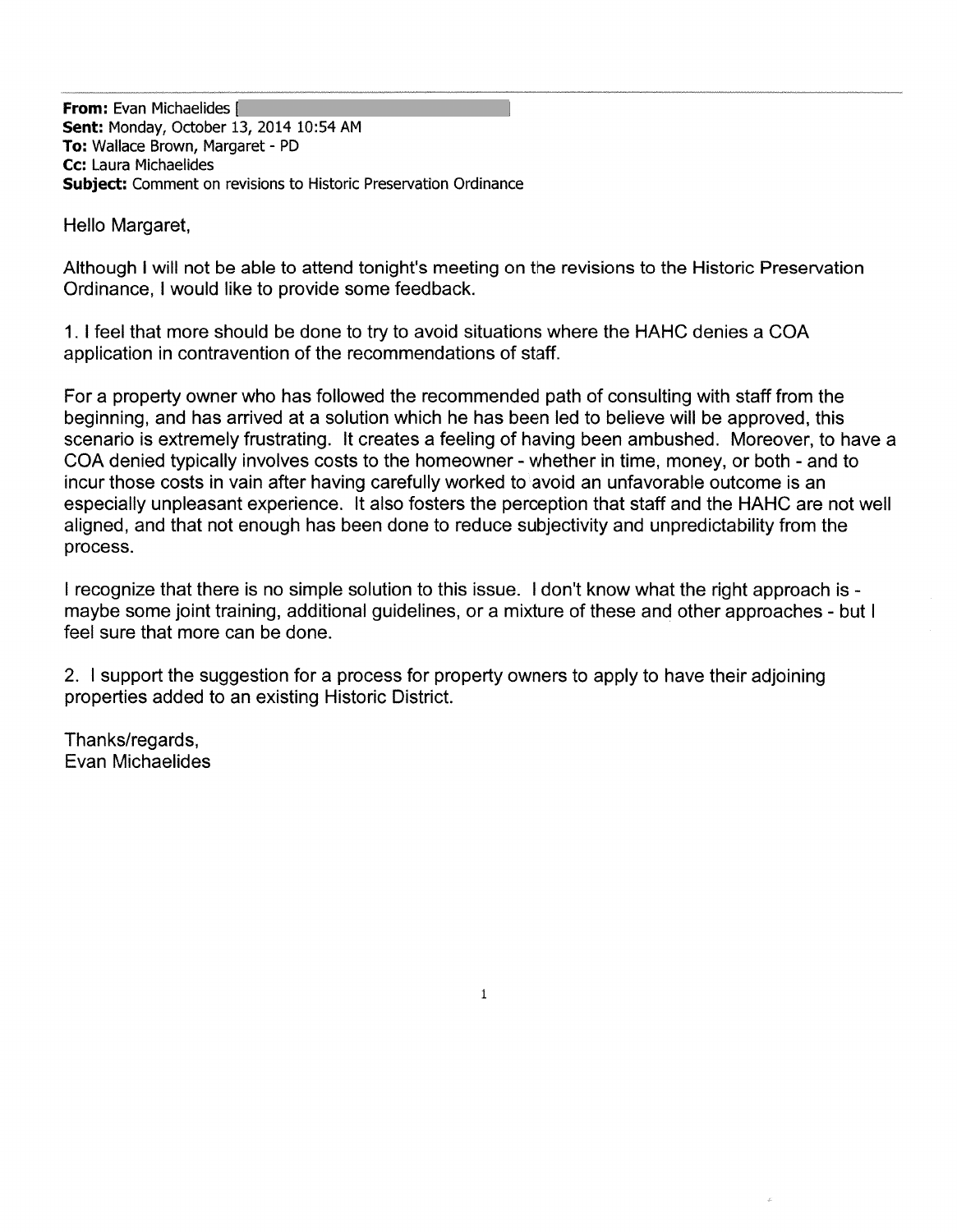**From:** Evan Michaelides [ ]
**Sent:** Monday, October 13, 2014 10:54 AM
**To:** Wallace Brown, Margaret - PD
**Cc:** Laura Michaelides
**Subject:** Comment on revisions to Historic Preservation Ordinance

Hello Margaret,

Although I will not be able to attend tonight's meeting on the revisions to the Historic Preservation Ordinance, I would like to provide some feedback.

1. I feel that more should be done to try to avoid situations where the HAHC denies a COA application in contravention of the recommendations of staff.

For a property owner who has followed the recommended path of consulting with staff from the beginning, and has arrived at a solution which he has been led to believe will be approved, this scenario is extremely frustrating. It creates a feeling of having been ambushed. Moreover, to have a COA denied typically involves costs to the homeowner - whether in time, money, or both - and to incur those costs in vain after having carefully worked to avoid an unfavorable outcome is an especially unpleasant experience. It also fosters the perception that staff and the HAHC are not well aligned, and that not enough has been done to reduce subjectivity and unpredictability from the process.

I recognize that there is no simple solution to this issue. I don't know what the right approach is - maybe some joint training, additional guidelines, or a mixture of these and other approaches - but I feel sure that more can be done.

2. I support the suggestion for a process for property owners to apply to have their adjoining properties added to an existing Historic District.

Thanks/regards,
Evan Michaelides